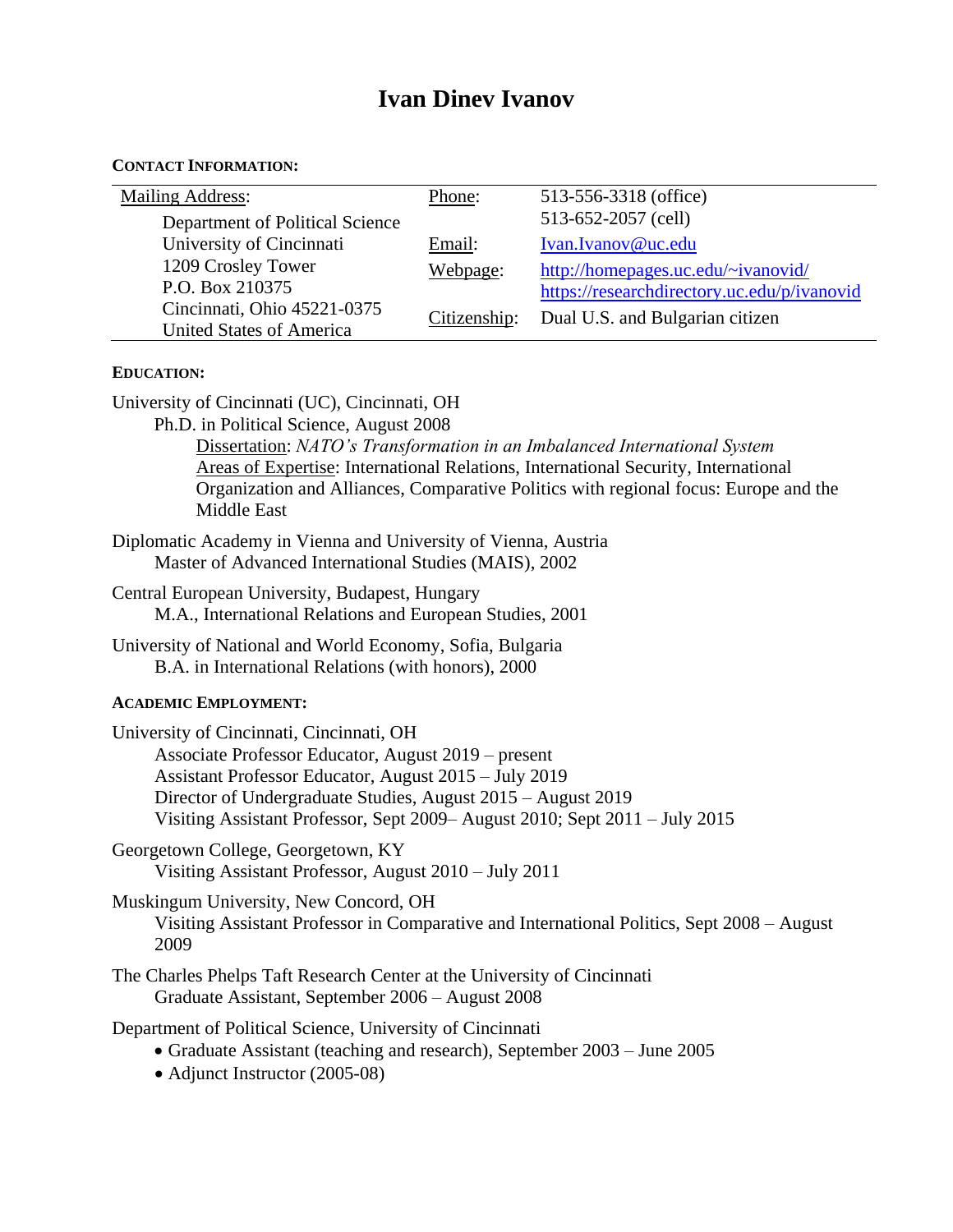# Ivan Dinev Ivanov

**CONTACT INFORMATION:**

| Mailing Address: | Phone: | 513-556-3318 (office) |
|---|---|---|
| Department of Political Science | | 513-652-2057 (cell) |
| University of Cincinnati | Email: | Ivan.Ivanov@uc.edu |
| 1209 Crosley Tower | Webpage: | http://homepages.uc.edu/~ivanovid/ |
| P.O. Box 210375 | | https://researchdirectory.uc.edu/p/ivanovid |
| Cincinnati, Ohio 45221-0375 | Citizenship: | Dual U.S. and Bulgarian citizen |
| United States of America | | |

**EDUCATION:**

University of Cincinnati (UC), Cincinnati, OH
- Ph.D. in Political Science, August 2008
  - Dissertation: *NATO's Transformation in an Imbalanced International System*
  - Areas of Expertise: International Relations, International Security, International Organization and Alliances, Comparative Politics with regional focus: Europe and the Middle East

Diplomatic Academy in Vienna and University of Vienna, Austria
- Master of Advanced International Studies (MAIS), 2002

Central European University, Budapest, Hungary
- M.A., International Relations and European Studies, 2001

University of National and World Economy, Sofia, Bulgaria
- B.A. in International Relations (with honors), 2000

**ACADEMIC EMPLOYMENT:**

University of Cincinnati, Cincinnati, OH
- Associate Professor Educator, August 2019 – present
- Assistant Professor Educator, August 2015 – July 2019
- Director of Undergraduate Studies, August 2015 – August 2019
- Visiting Assistant Professor, Sept 2009– August 2010; Sept 2011 – July 2015

Georgetown College, Georgetown, KY
- Visiting Assistant Professor, August 2010 – July 2011

Muskingum University, New Concord, OH
- Visiting Assistant Professor in Comparative and International Politics, Sept 2008 – August 2009

The Charles Phelps Taft Research Center at the University of Cincinnati
- Graduate Assistant, September 2006 – August 2008

Department of Political Science, University of Cincinnati
- Graduate Assistant (teaching and research), September 2003 – June 2005
- Adjunct Instructor (2005-08)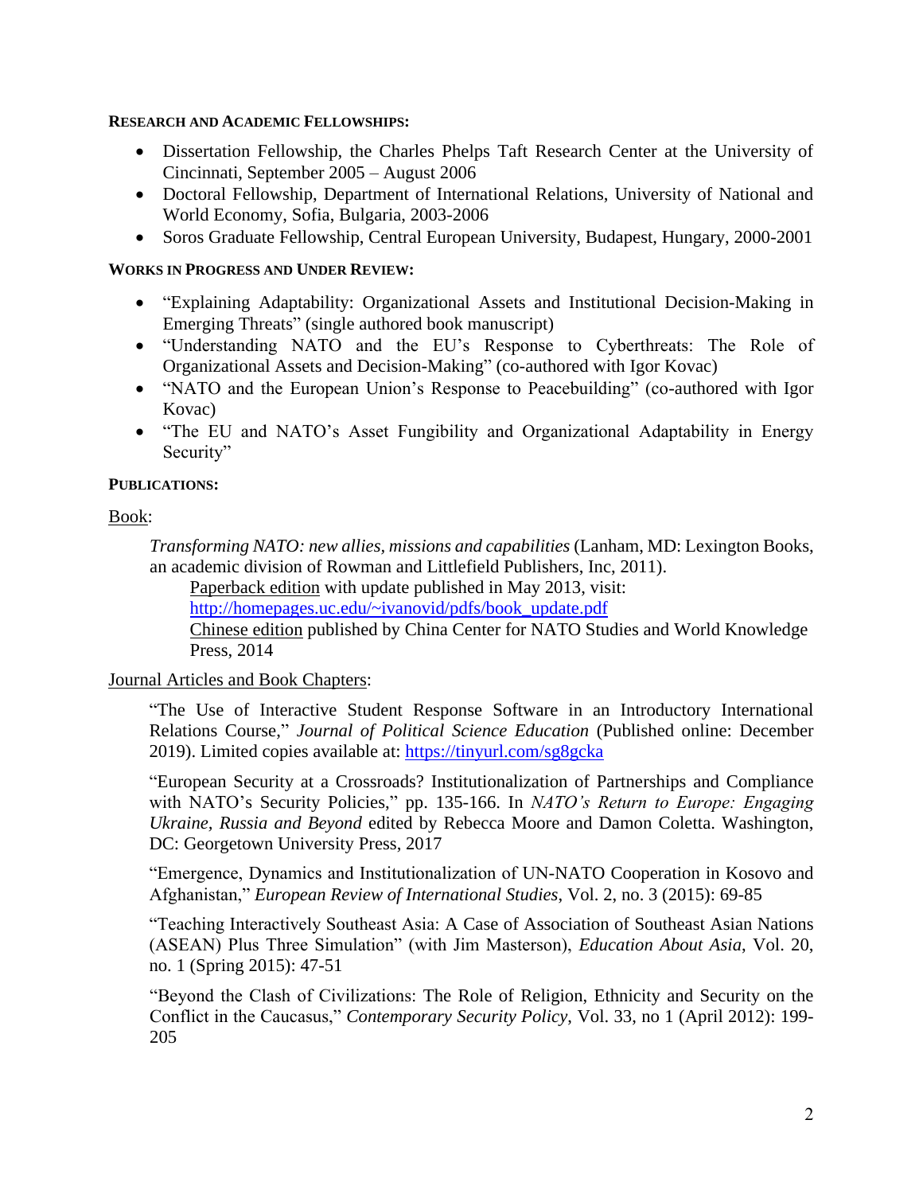**RESEARCH AND ACADEMIC FELLOWSHIPS:**

- Dissertation Fellowship, the Charles Phelps Taft Research Center at the University of Cincinnati, September 2005 – August 2006
- Doctoral Fellowship, Department of International Relations, University of National and World Economy, Sofia, Bulgaria, 2003-2006
- Soros Graduate Fellowship, Central European University, Budapest, Hungary, 2000-2001

**WORKS IN PROGRESS AND UNDER REVIEW:**

- "Explaining Adaptability: Organizational Assets and Institutional Decision-Making in Emerging Threats" (single authored book manuscript)
- "Understanding NATO and the EU's Response to Cyberthreats: The Role of Organizational Assets and Decision-Making" (co-authored with Igor Kovac)
- "NATO and the European Union's Response to Peacebuilding" (co-authored with Igor Kovac)
- "The EU and NATO's Asset Fungibility and Organizational Adaptability in Energy Security"

**PUBLICATIONS:**

Book:

*Transforming NATO: new allies, missions and capabilities* (Lanham, MD: Lexington Books, an academic division of Rowman and Littlefield Publishers, Inc, 2011).

Paperback edition with update published in May 2013, visit: http://homepages.uc.edu/~ivanovid/pdfs/book_update.pdf

Chinese edition published by China Center for NATO Studies and World Knowledge Press, 2014

Journal Articles and Book Chapters:

"The Use of Interactive Student Response Software in an Introductory International Relations Course," *Journal of Political Science Education* (Published online: December 2019). Limited copies available at: https://tinyurl.com/sg8gcka

"European Security at a Crossroads? Institutionalization of Partnerships and Compliance with NATO's Security Policies," pp. 135-166. In *NATO's Return to Europe: Engaging Ukraine, Russia and Beyond* edited by Rebecca Moore and Damon Coletta. Washington, DC: Georgetown University Press, 2017

"Emergence, Dynamics and Institutionalization of UN-NATO Cooperation in Kosovo and Afghanistan," *European Review of International Studies*, Vol. 2, no. 3 (2015): 69-85

"Teaching Interactively Southeast Asia: A Case of Association of Southeast Asian Nations (ASEAN) Plus Three Simulation" (with Jim Masterson), *Education About Asia*, Vol. 20, no. 1 (Spring 2015): 47-51

"Beyond the Clash of Civilizations: The Role of Religion, Ethnicity and Security on the Conflict in the Caucasus," *Contemporary Security Policy*, Vol. 33, no 1 (April 2012): 199-205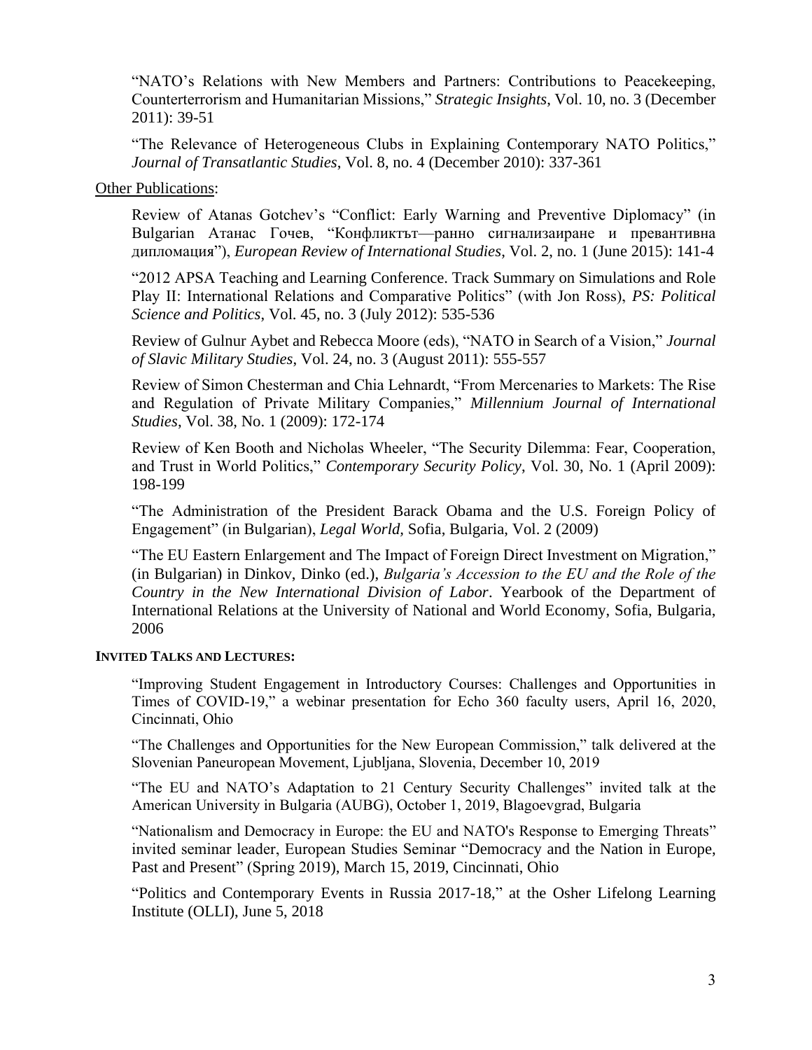"NATO's Relations with New Members and Partners: Contributions to Peacekeeping, Counterterrorism and Humanitarian Missions," *Strategic Insights*, Vol. 10, no. 3 (December 2011): 39-51

"The Relevance of Heterogeneous Clubs in Explaining Contemporary NATO Politics," *Journal of Transatlantic Studies*, Vol. 8, no. 4 (December 2010): 337-361

<u>Other Publications</u>:

Review of Atanas Gotchev's "Conflict: Early Warning and Preventive Diplomacy" (in Bulgarian Атанас Гочев, "Конфликтът—ранно сигнализаиране и превантивна дипломация"), *European Review of International Studies*, Vol. 2, no. 1 (June 2015): 141-4

"2012 APSA Teaching and Learning Conference. Track Summary on Simulations and Role Play II: International Relations and Comparative Politics" (with Jon Ross), *PS: Political Science and Politics*, Vol. 45, no. 3 (July 2012): 535-536

Review of Gulnur Aybet and Rebecca Moore (eds), "NATO in Search of a Vision," *Journal of Slavic Military Studies*, Vol. 24, no. 3 (August 2011): 555-557

Review of Simon Chesterman and Chia Lehnardt, "From Mercenaries to Markets: The Rise and Regulation of Private Military Companies," *Millennium Journal of International Studies*, Vol. 38, No. 1 (2009): 172-174

Review of Ken Booth and Nicholas Wheeler, "The Security Dilemma: Fear, Cooperation, and Trust in World Politics," *Contemporary Security Policy*, Vol. 30, No. 1 (April 2009): 198-199

"The Administration of the President Barack Obama and the U.S. Foreign Policy of Engagement" (in Bulgarian), *Legal World*, Sofia, Bulgaria, Vol. 2 (2009)

"The EU Eastern Enlargement and The Impact of Foreign Direct Investment on Migration," (in Bulgarian) in Dinkov, Dinko (ed.), *Bulgaria's Accession to the EU and the Role of the Country in the New International Division of Labor*. Yearbook of the Department of International Relations at the University of National and World Economy, Sofia, Bulgaria, 2006

**INVITED TALKS AND LECTURES:**

"Improving Student Engagement in Introductory Courses: Challenges and Opportunities in Times of COVID-19," a webinar presentation for Echo 360 faculty users, April 16, 2020, Cincinnati, Ohio

"The Challenges and Opportunities for the New European Commission," talk delivered at the Slovenian Paneuropean Movement, Ljubljana, Slovenia, December 10, 2019

"The EU and NATO's Adaptation to 21 Century Security Challenges" invited talk at the American University in Bulgaria (AUBG), October 1, 2019, Blagoevgrad, Bulgaria

"Nationalism and Democracy in Europe: the EU and NATO's Response to Emerging Threats" invited seminar leader, European Studies Seminar "Democracy and the Nation in Europe, Past and Present" (Spring 2019), March 15, 2019, Cincinnati, Ohio

"Politics and Contemporary Events in Russia 2017-18," at the Osher Lifelong Learning Institute (OLLI), June 5, 2018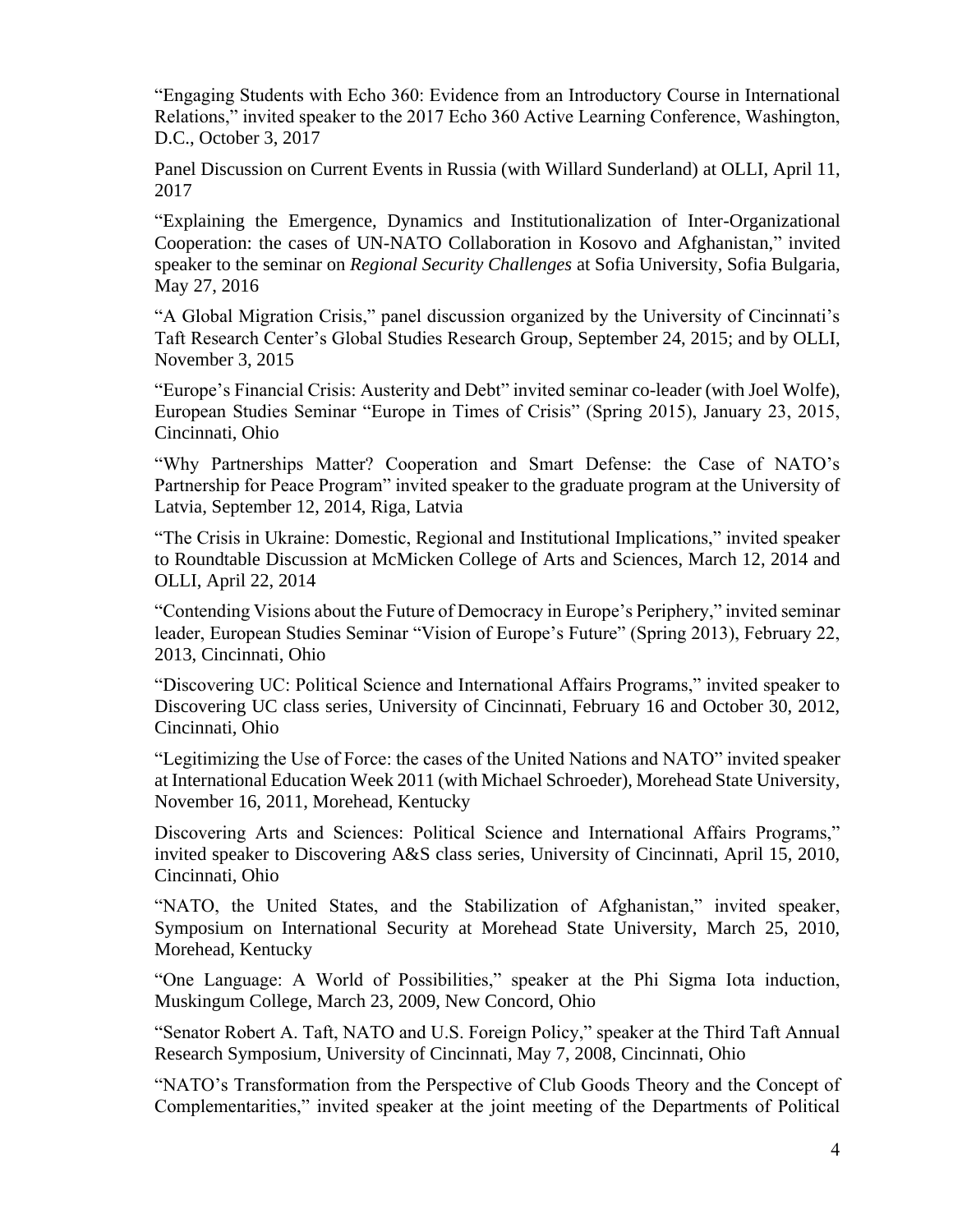"Engaging Students with Echo 360: Evidence from an Introductory Course in International Relations," invited speaker to the 2017 Echo 360 Active Learning Conference, Washington, D.C., October 3, 2017

Panel Discussion on Current Events in Russia (with Willard Sunderland) at OLLI, April 11, 2017

"Explaining the Emergence, Dynamics and Institutionalization of Inter-Organizational Cooperation: the cases of UN-NATO Collaboration in Kosovo and Afghanistan," invited speaker to the seminar on *Regional Security Challenges* at Sofia University, Sofia Bulgaria, May 27, 2016

"A Global Migration Crisis," panel discussion organized by the University of Cincinnati's Taft Research Center's Global Studies Research Group, September 24, 2015; and by OLLI, November 3, 2015

"Europe's Financial Crisis: Austerity and Debt" invited seminar co-leader (with Joel Wolfe), European Studies Seminar "Europe in Times of Crisis" (Spring 2015), January 23, 2015, Cincinnati, Ohio

"Why Partnerships Matter? Cooperation and Smart Defense: the Case of NATO's Partnership for Peace Program" invited speaker to the graduate program at the University of Latvia, September 12, 2014, Riga, Latvia

"The Crisis in Ukraine: Domestic, Regional and Institutional Implications," invited speaker to Roundtable Discussion at McMicken College of Arts and Sciences, March 12, 2014 and OLLI, April 22, 2014

"Contending Visions about the Future of Democracy in Europe's Periphery," invited seminar leader, European Studies Seminar "Vision of Europe's Future" (Spring 2013), February 22, 2013, Cincinnati, Ohio

"Discovering UC: Political Science and International Affairs Programs," invited speaker to Discovering UC class series, University of Cincinnati, February 16 and October 30, 2012, Cincinnati, Ohio

"Legitimizing the Use of Force: the cases of the United Nations and NATO" invited speaker at International Education Week 2011 (with Michael Schroeder), Morehead State University, November 16, 2011, Morehead, Kentucky

Discovering Arts and Sciences: Political Science and International Affairs Programs," invited speaker to Discovering A&S class series, University of Cincinnati, April 15, 2010, Cincinnati, Ohio

"NATO, the United States, and the Stabilization of Afghanistan," invited speaker, Symposium on International Security at Morehead State University, March 25, 2010, Morehead, Kentucky

"One Language: A World of Possibilities," speaker at the Phi Sigma Iota induction, Muskingum College, March 23, 2009, New Concord, Ohio

"Senator Robert A. Taft, NATO and U.S. Foreign Policy," speaker at the Third Taft Annual Research Symposium, University of Cincinnati, May 7, 2008, Cincinnati, Ohio

"NATO's Transformation from the Perspective of Club Goods Theory and the Concept of Complementarities," invited speaker at the joint meeting of the Departments of Political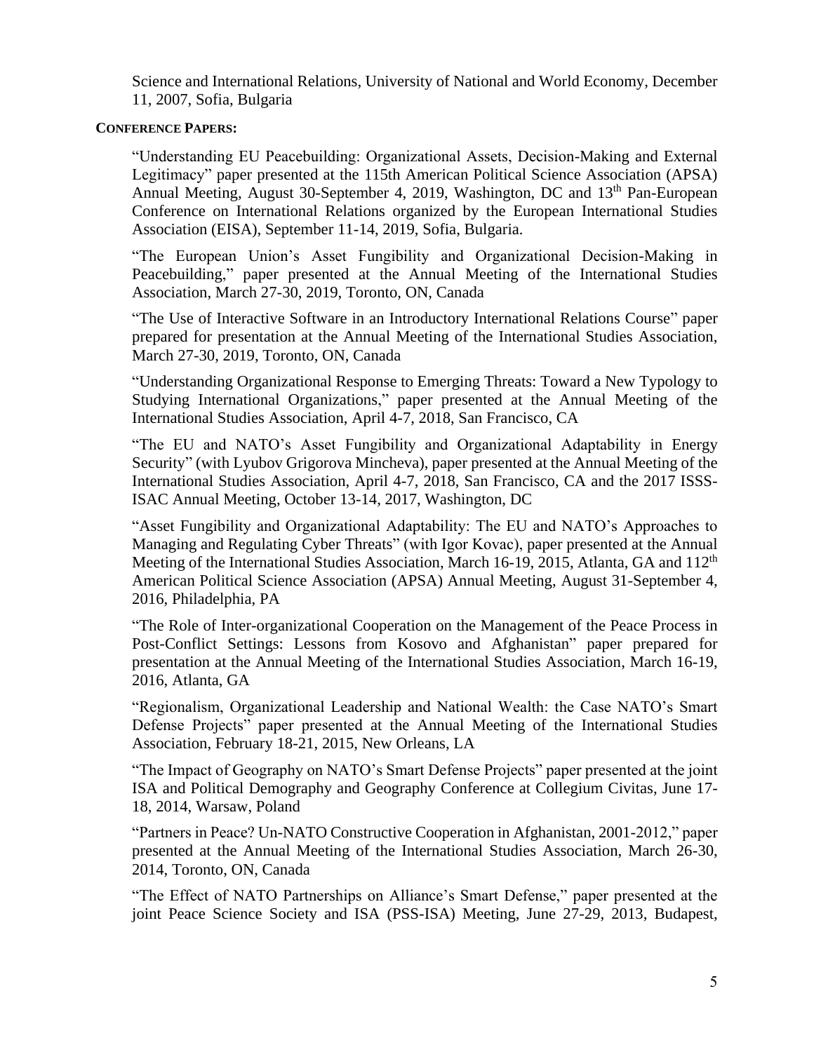Science and International Relations, University of National and World Economy, December 11, 2007, Sofia, Bulgaria

**CONFERENCE PAPERS:**

"Understanding EU Peacebuilding: Organizational Assets, Decision-Making and External Legitimacy" paper presented at the 115th American Political Science Association (APSA) Annual Meeting, August 30-September 4, 2019, Washington, DC and 13th Pan-European Conference on International Relations organized by the European International Studies Association (EISA), September 11-14, 2019, Sofia, Bulgaria.

"The European Union's Asset Fungibility and Organizational Decision-Making in Peacebuilding," paper presented at the Annual Meeting of the International Studies Association, March 27-30, 2019, Toronto, ON, Canada

"The Use of Interactive Software in an Introductory International Relations Course" paper prepared for presentation at the Annual Meeting of the International Studies Association, March 27-30, 2019, Toronto, ON, Canada

"Understanding Organizational Response to Emerging Threats: Toward a New Typology to Studying International Organizations," paper presented at the Annual Meeting of the International Studies Association, April 4-7, 2018, San Francisco, CA

"The EU and NATO's Asset Fungibility and Organizational Adaptability in Energy Security" (with Lyubov Grigorova Mincheva), paper presented at the Annual Meeting of the International Studies Association, April 4-7, 2018, San Francisco, CA and the 2017 ISSS-ISAC Annual Meeting, October 13-14, 2017, Washington, DC

"Asset Fungibility and Organizational Adaptability: The EU and NATO's Approaches to Managing and Regulating Cyber Threats" (with Igor Kovac), paper presented at the Annual Meeting of the International Studies Association, March 16-19, 2015, Atlanta, GA and 112th American Political Science Association (APSA) Annual Meeting, August 31-September 4, 2016, Philadelphia, PA

"The Role of Inter-organizational Cooperation on the Management of the Peace Process in Post-Conflict Settings: Lessons from Kosovo and Afghanistan" paper prepared for presentation at the Annual Meeting of the International Studies Association, March 16-19, 2016, Atlanta, GA

"Regionalism, Organizational Leadership and National Wealth: the Case NATO's Smart Defense Projects" paper presented at the Annual Meeting of the International Studies Association, February 18-21, 2015, New Orleans, LA

"The Impact of Geography on NATO's Smart Defense Projects" paper presented at the joint ISA and Political Demography and Geography Conference at Collegium Civitas, June 17-18, 2014, Warsaw, Poland

"Partners in Peace? Un-NATO Constructive Cooperation in Afghanistan, 2001-2012," paper presented at the Annual Meeting of the International Studies Association, March 26-30, 2014, Toronto, ON, Canada

"The Effect of NATO Partnerships on Alliance's Smart Defense," paper presented at the joint Peace Science Society and ISA (PSS-ISA) Meeting, June 27-29, 2013, Budapest,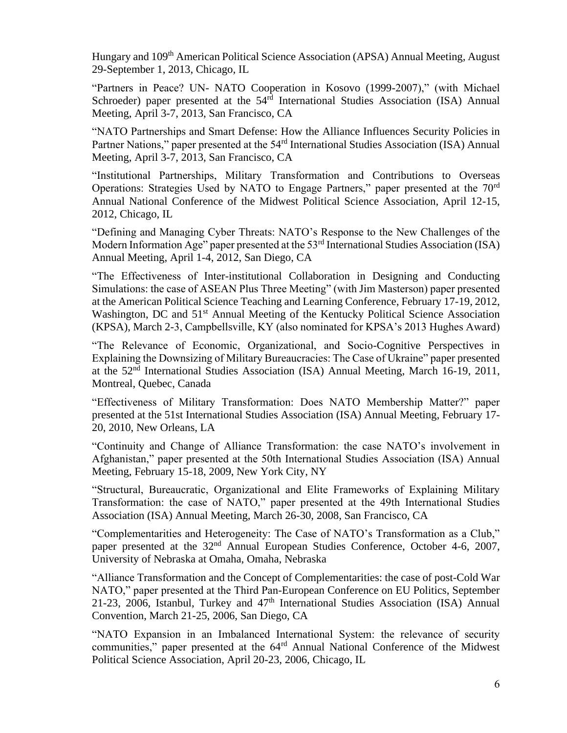Hungary and 109th American Political Science Association (APSA) Annual Meeting, August 29-September 1, 2013, Chicago, IL

"Partners in Peace? UN- NATO Cooperation in Kosovo (1999-2007)," (with Michael Schroeder) paper presented at the 54rd International Studies Association (ISA) Annual Meeting, April 3-7, 2013, San Francisco, CA

"NATO Partnerships and Smart Defense: How the Alliance Influences Security Policies in Partner Nations," paper presented at the 54rd International Studies Association (ISA) Annual Meeting, April 3-7, 2013, San Francisco, CA

"Institutional Partnerships, Military Transformation and Contributions to Overseas Operations: Strategies Used by NATO to Engage Partners," paper presented at the 70rd Annual National Conference of the Midwest Political Science Association, April 12-15, 2012, Chicago, IL

"Defining and Managing Cyber Threats: NATO's Response to the New Challenges of the Modern Information Age" paper presented at the 53rd International Studies Association (ISA) Annual Meeting, April 1-4, 2012, San Diego, CA

"The Effectiveness of Inter-institutional Collaboration in Designing and Conducting Simulations: the case of ASEAN Plus Three Meeting" (with Jim Masterson) paper presented at the American Political Science Teaching and Learning Conference, February 17-19, 2012, Washington, DC and 51st Annual Meeting of the Kentucky Political Science Association (KPSA), March 2-3, Campbellsville, KY (also nominated for KPSA's 2013 Hughes Award)

"The Relevance of Economic, Organizational, and Socio-Cognitive Perspectives in Explaining the Downsizing of Military Bureaucracies: The Case of Ukraine" paper presented at the 52nd International Studies Association (ISA) Annual Meeting, March 16-19, 2011, Montreal, Quebec, Canada

"Effectiveness of Military Transformation: Does NATO Membership Matter?" paper presented at the 51st International Studies Association (ISA) Annual Meeting, February 17-20, 2010, New Orleans, LA

"Continuity and Change of Alliance Transformation: the case NATO's involvement in Afghanistan," paper presented at the 50th International Studies Association (ISA) Annual Meeting, February 15-18, 2009, New York City, NY

"Structural, Bureaucratic, Organizational and Elite Frameworks of Explaining Military Transformation: the case of NATO," paper presented at the 49th International Studies Association (ISA) Annual Meeting, March 26-30, 2008, San Francisco, CA

"Complementarities and Heterogeneity: The Case of NATO's Transformation as a Club," paper presented at the 32nd Annual European Studies Conference, October 4-6, 2007, University of Nebraska at Omaha, Omaha, Nebraska

"Alliance Transformation and the Concept of Complementarities: the case of post-Cold War NATO," paper presented at the Third Pan-European Conference on EU Politics, September 21-23, 2006, Istanbul, Turkey and 47th International Studies Association (ISA) Annual Convention, March 21-25, 2006, San Diego, CA

"NATO Expansion in an Imbalanced International System: the relevance of security communities," paper presented at the 64rd Annual National Conference of the Midwest Political Science Association, April 20-23, 2006, Chicago, IL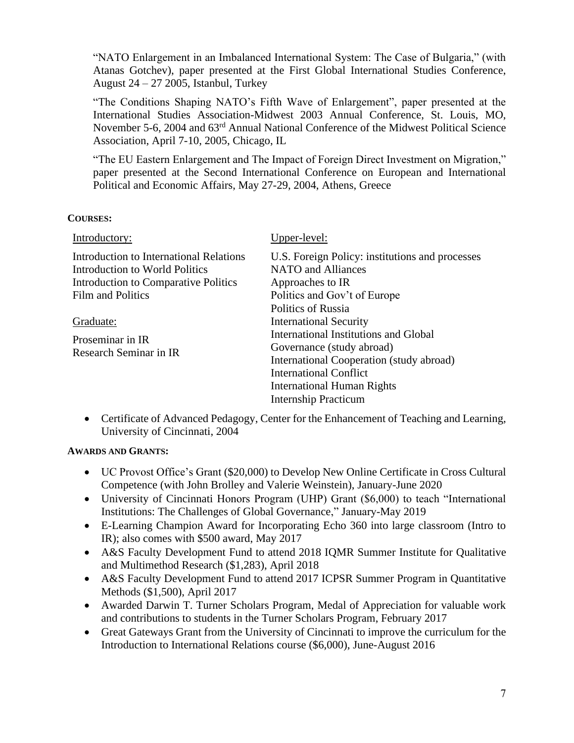"NATO Enlargement in an Imbalanced International System: The Case of Bulgaria," (with Atanas Gotchev), paper presented at the First Global International Studies Conference, August 24 – 27 2005, Istanbul, Turkey

"The Conditions Shaping NATO's Fifth Wave of Enlargement", paper presented at the International Studies Association-Midwest 2003 Annual Conference, St. Louis, MO, November 5-6, 2004 and 63rd Annual National Conference of the Midwest Political Science Association, April 7-10, 2005, Chicago, IL

"The EU Eastern Enlargement and The Impact of Foreign Direct Investment on Migration," paper presented at the Second International Conference on European and International Political and Economic Affairs, May 27-29, 2004, Athens, Greece

**COURSES:**

Introductory:

Introduction to International Relations
Introduction to World Politics
Introduction to Comparative Politics
Film and Politics

Graduate:

Proseminar in IR
Research Seminar in IR

Upper-level:

U.S. Foreign Policy: institutions and processes
NATO and Alliances
Approaches to IR
Politics and Gov't of Europe
Politics of Russia
International Security
International Institutions and Global Governance (study abroad)
International Cooperation (study abroad)
International Conflict
International Human Rights
Internship Practicum

- Certificate of Advanced Pedagogy, Center for the Enhancement of Teaching and Learning, University of Cincinnati, 2004

**AWARDS AND GRANTS:**

- UC Provost Office's Grant ($20,000) to Develop New Online Certificate in Cross Cultural Competence (with John Brolley and Valerie Weinstein), January-June 2020
- University of Cincinnati Honors Program (UHP) Grant ($6,000) to teach "International Institutions: The Challenges of Global Governance," January-May 2019
- E-Learning Champion Award for Incorporating Echo 360 into large classroom (Intro to IR); also comes with $500 award, May 2017
- A&S Faculty Development Fund to attend 2018 IQMR Summer Institute for Qualitative and Multimethod Research ($1,283), April 2018
- A&S Faculty Development Fund to attend 2017 ICPSR Summer Program in Quantitative Methods ($1,500), April 2017
- Awarded Darwin T. Turner Scholars Program, Medal of Appreciation for valuable work and contributions to students in the Turner Scholars Program, February 2017
- Great Gateways Grant from the University of Cincinnati to improve the curriculum for the Introduction to International Relations course ($6,000), June-August 2016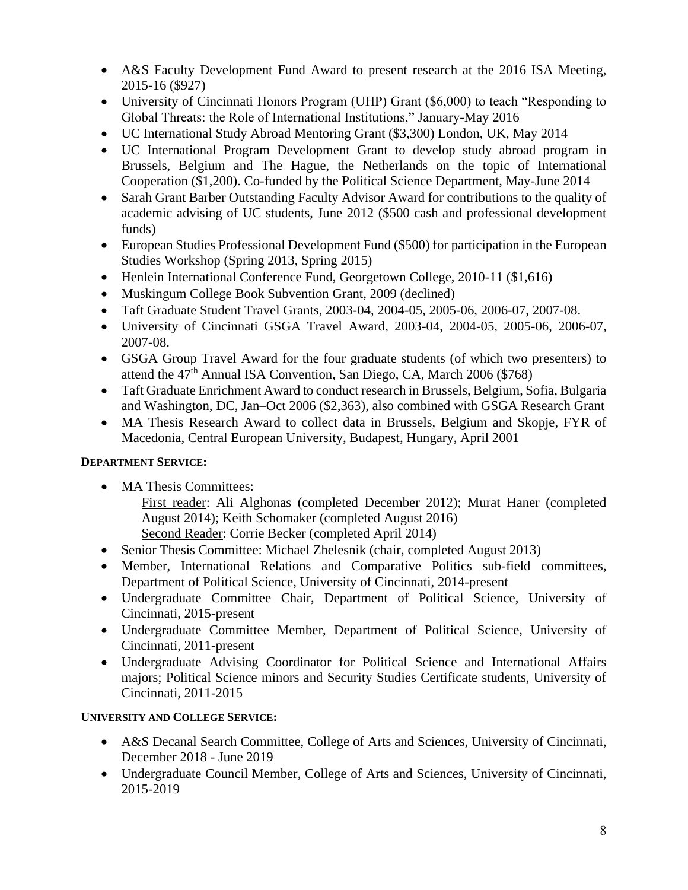- A&S Faculty Development Fund Award to present research at the 2016 ISA Meeting, 2015-16 ($927)
- University of Cincinnati Honors Program (UHP) Grant ($6,000) to teach "Responding to Global Threats: the Role of International Institutions," January-May 2016
- UC International Study Abroad Mentoring Grant ($3,300) London, UK, May 2014
- UC International Program Development Grant to develop study abroad program in Brussels, Belgium and The Hague, the Netherlands on the topic of International Cooperation ($1,200). Co-funded by the Political Science Department, May-June 2014
- Sarah Grant Barber Outstanding Faculty Advisor Award for contributions to the quality of academic advising of UC students, June 2012 ($500 cash and professional development funds)
- European Studies Professional Development Fund ($500) for participation in the European Studies Workshop (Spring 2013, Spring 2015)
- Henlein International Conference Fund, Georgetown College, 2010-11 ($1,616)
- Muskingum College Book Subvention Grant, 2009 (declined)
- Taft Graduate Student Travel Grants, 2003-04, 2004-05, 2005-06, 2006-07, 2007-08.
- University of Cincinnati GSGA Travel Award, 2003-04, 2004-05, 2005-06, 2006-07, 2007-08.
- GSGA Group Travel Award for the four graduate students (of which two presenters) to attend the 47th Annual ISA Convention, San Diego, CA, March 2006 ($768)
- Taft Graduate Enrichment Award to conduct research in Brussels, Belgium, Sofia, Bulgaria and Washington, DC, Jan–Oct 2006 ($2,363), also combined with GSGA Research Grant
- MA Thesis Research Award to collect data in Brussels, Belgium and Skopje, FYR of Macedonia, Central European University, Budapest, Hungary, April 2001

**DEPARTMENT SERVICE:**

- MA Thesis Committees:
  First reader: Ali Alghonas (completed December 2012); Murat Haner (completed August 2014); Keith Schomaker (completed August 2016)
  Second Reader: Corrie Becker (completed April 2014)
- Senior Thesis Committee: Michael Zhelesnik (chair, completed August 2013)
- Member, International Relations and Comparative Politics sub-field committees, Department of Political Science, University of Cincinnati, 2014-present
- Undergraduate Committee Chair, Department of Political Science, University of Cincinnati, 2015-present
- Undergraduate Committee Member, Department of Political Science, University of Cincinnati, 2011-present
- Undergraduate Advising Coordinator for Political Science and International Affairs majors; Political Science minors and Security Studies Certificate students, University of Cincinnati, 2011-2015

**UNIVERSITY AND COLLEGE SERVICE:**

- A&S Decanal Search Committee, College of Arts and Sciences, University of Cincinnati, December 2018 - June 2019
- Undergraduate Council Member, College of Arts and Sciences, University of Cincinnati, 2015-2019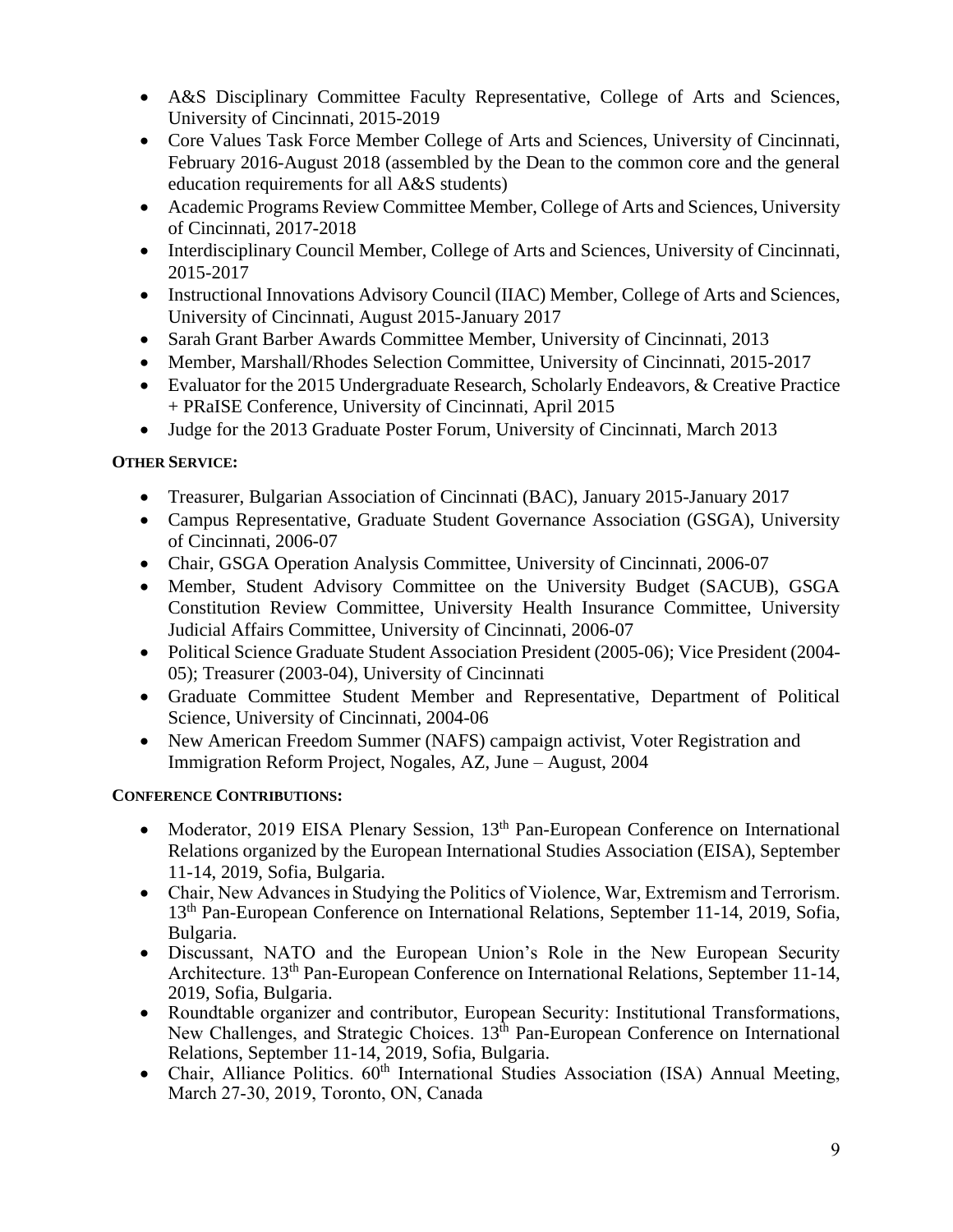- A&S Disciplinary Committee Faculty Representative, College of Arts and Sciences, University of Cincinnati, 2015-2019
- Core Values Task Force Member College of Arts and Sciences, University of Cincinnati, February 2016-August 2018 (assembled by the Dean to the common core and the general education requirements for all A&S students)
- Academic Programs Review Committee Member, College of Arts and Sciences, University of Cincinnati, 2017-2018
- Interdisciplinary Council Member, College of Arts and Sciences, University of Cincinnati, 2015-2017
- Instructional Innovations Advisory Council (IIAC) Member, College of Arts and Sciences, University of Cincinnati, August 2015-January 2017
- Sarah Grant Barber Awards Committee Member, University of Cincinnati, 2013
- Member, Marshall/Rhodes Selection Committee, University of Cincinnati, 2015-2017
- Evaluator for the 2015 Undergraduate Research, Scholarly Endeavors, & Creative Practice + PRaISE Conference, University of Cincinnati, April 2015
- Judge for the 2013 Graduate Poster Forum, University of Cincinnati, March 2013

**OTHER SERVICE:**

- Treasurer, Bulgarian Association of Cincinnati (BAC), January 2015-January 2017
- Campus Representative, Graduate Student Governance Association (GSGA), University of Cincinnati, 2006-07
- Chair, GSGA Operation Analysis Committee, University of Cincinnati, 2006-07
- Member, Student Advisory Committee on the University Budget (SACUB), GSGA Constitution Review Committee, University Health Insurance Committee, University Judicial Affairs Committee, University of Cincinnati, 2006-07
- Political Science Graduate Student Association President (2005-06); Vice President (2004-05); Treasurer (2003-04), University of Cincinnati
- Graduate Committee Student Member and Representative, Department of Political Science, University of Cincinnati, 2004-06
- New American Freedom Summer (NAFS) campaign activist, Voter Registration and Immigration Reform Project, Nogales, AZ, June – August, 2004

**CONFERENCE CONTRIBUTIONS:**

- Moderator, 2019 EISA Plenary Session, 13th Pan-European Conference on International Relations organized by the European International Studies Association (EISA), September 11-14, 2019, Sofia, Bulgaria.
- Chair, New Advances in Studying the Politics of Violence, War, Extremism and Terrorism. 13th Pan-European Conference on International Relations, September 11-14, 2019, Sofia, Bulgaria.
- Discussant, NATO and the European Union's Role in the New European Security Architecture. 13th Pan-European Conference on International Relations, September 11-14, 2019, Sofia, Bulgaria.
- Roundtable organizer and contributor, European Security: Institutional Transformations, New Challenges, and Strategic Choices. 13th Pan-European Conference on International Relations, September 11-14, 2019, Sofia, Bulgaria.
- Chair, Alliance Politics. 60th International Studies Association (ISA) Annual Meeting, March 27-30, 2019, Toronto, ON, Canada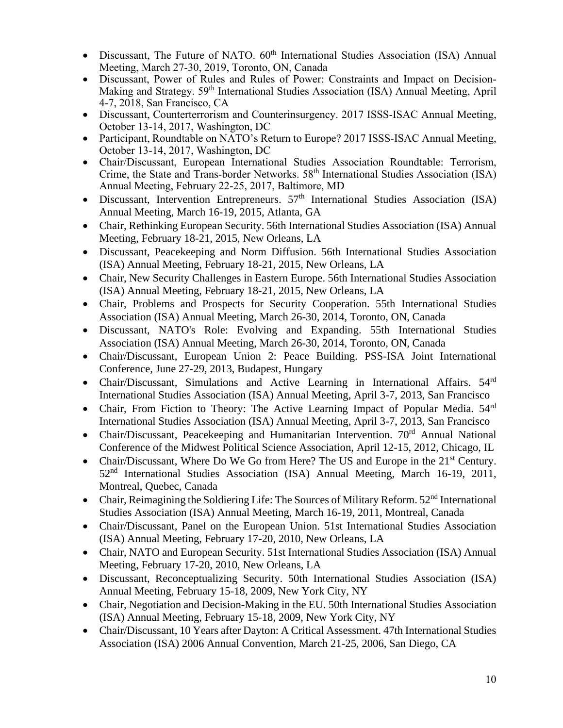- Discussant, The Future of NATO. 60th International Studies Association (ISA) Annual Meeting, March 27-30, 2019, Toronto, ON, Canada
- Discussant, Power of Rules and Rules of Power: Constraints and Impact on Decision-Making and Strategy. 59th International Studies Association (ISA) Annual Meeting, April 4-7, 2018, San Francisco, CA
- Discussant, Counterterrorism and Counterinsurgency. 2017 ISSS-ISAC Annual Meeting, October 13-14, 2017, Washington, DC
- Participant, Roundtable on NATO's Return to Europe? 2017 ISSS-ISAC Annual Meeting, October 13-14, 2017, Washington, DC
- Chair/Discussant, European International Studies Association Roundtable: Terrorism, Crime, the State and Trans-border Networks. 58th International Studies Association (ISA) Annual Meeting, February 22-25, 2017, Baltimore, MD
- Discussant, Intervention Entrepreneurs. 57th International Studies Association (ISA) Annual Meeting, March 16-19, 2015, Atlanta, GA
- Chair, Rethinking European Security. 56th International Studies Association (ISA) Annual Meeting, February 18-21, 2015, New Orleans, LA
- Discussant, Peacekeeping and Norm Diffusion. 56th International Studies Association (ISA) Annual Meeting, February 18-21, 2015, New Orleans, LA
- Chair, New Security Challenges in Eastern Europe. 56th International Studies Association (ISA) Annual Meeting, February 18-21, 2015, New Orleans, LA
- Chair, Problems and Prospects for Security Cooperation. 55th International Studies Association (ISA) Annual Meeting, March 26-30, 2014, Toronto, ON, Canada
- Discussant, NATO's Role: Evolving and Expanding. 55th International Studies Association (ISA) Annual Meeting, March 26-30, 2014, Toronto, ON, Canada
- Chair/Discussant, European Union 2: Peace Building. PSS-ISA Joint International Conference, June 27-29, 2013, Budapest, Hungary
- Chair/Discussant, Simulations and Active Learning in International Affairs. 54rd International Studies Association (ISA) Annual Meeting, April 3-7, 2013, San Francisco
- Chair, From Fiction to Theory: The Active Learning Impact of Popular Media. 54rd International Studies Association (ISA) Annual Meeting, April 3-7, 2013, San Francisco
- Chair/Discussant, Peacekeeping and Humanitarian Intervention. 70rd Annual National Conference of the Midwest Political Science Association, April 12-15, 2012, Chicago, IL
- Chair/Discussant, Where Do We Go from Here? The US and Europe in the 21st Century. 52nd International Studies Association (ISA) Annual Meeting, March 16-19, 2011, Montreal, Quebec, Canada
- Chair, Reimagining the Soldiering Life: The Sources of Military Reform. 52nd International Studies Association (ISA) Annual Meeting, March 16-19, 2011, Montreal, Canada
- Chair/Discussant, Panel on the European Union. 51st International Studies Association (ISA) Annual Meeting, February 17-20, 2010, New Orleans, LA
- Chair, NATO and European Security. 51st International Studies Association (ISA) Annual Meeting, February 17-20, 2010, New Orleans, LA
- Discussant, Reconceptualizing Security. 50th International Studies Association (ISA) Annual Meeting, February 15-18, 2009, New York City, NY
- Chair, Negotiation and Decision-Making in the EU. 50th International Studies Association (ISA) Annual Meeting, February 15-18, 2009, New York City, NY
- Chair/Discussant, 10 Years after Dayton: A Critical Assessment. 47th International Studies Association (ISA) 2006 Annual Convention, March 21-25, 2006, San Diego, CA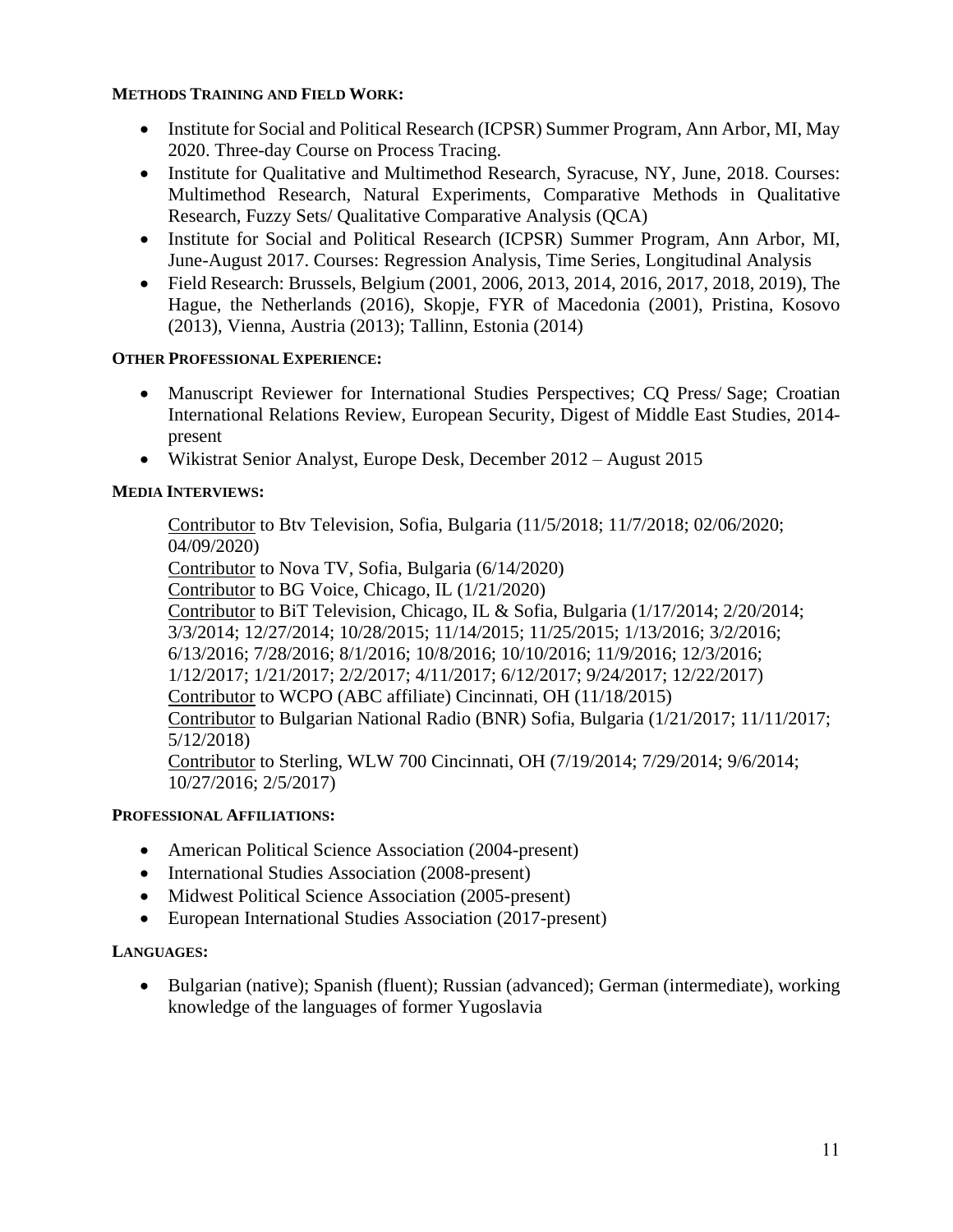**METHODS TRAINING AND FIELD WORK:**

- Institute for Social and Political Research (ICPSR) Summer Program, Ann Arbor, MI, May 2020. Three-day Course on Process Tracing.
- Institute for Qualitative and Multimethod Research, Syracuse, NY, June, 2018. Courses: Multimethod Research, Natural Experiments, Comparative Methods in Qualitative Research, Fuzzy Sets/ Qualitative Comparative Analysis (QCA)
- Institute for Social and Political Research (ICPSR) Summer Program, Ann Arbor, MI, June-August 2017. Courses: Regression Analysis, Time Series, Longitudinal Analysis
- Field Research: Brussels, Belgium (2001, 2006, 2013, 2014, 2016, 2017, 2018, 2019), The Hague, the Netherlands (2016), Skopje, FYR of Macedonia (2001), Pristina, Kosovo (2013), Vienna, Austria (2013); Tallinn, Estonia (2014)

**OTHER PROFESSIONAL EXPERIENCE:**

- Manuscript Reviewer for International Studies Perspectives; CQ Press/ Sage; Croatian International Relations Review, European Security, Digest of Middle East Studies, 2014-present
- Wikistrat Senior Analyst, Europe Desk, December 2012 – August 2015

**MEDIA INTERVIEWS:**

Contributor to Btv Television, Sofia, Bulgaria (11/5/2018; 11/7/2018; 02/06/2020; 04/09/2020)
Contributor to Nova TV, Sofia, Bulgaria (6/14/2020)
Contributor to BG Voice, Chicago, IL (1/21/2020)
Contributor to BiT Television, Chicago, IL & Sofia, Bulgaria (1/17/2014; 2/20/2014; 3/3/2014; 12/27/2014; 10/28/2015; 11/14/2015; 11/25/2015; 1/13/2016; 3/2/2016; 6/13/2016; 7/28/2016; 8/1/2016; 10/8/2016; 10/10/2016; 11/9/2016; 12/3/2016; 1/12/2017; 1/21/2017; 2/2/2017; 4/11/2017; 6/12/2017; 9/24/2017; 12/22/2017)
Contributor to WCPO (ABC affiliate) Cincinnati, OH (11/18/2015)
Contributor to Bulgarian National Radio (BNR) Sofia, Bulgaria (1/21/2017; 11/11/2017; 5/12/2018)
Contributor to Sterling, WLW 700 Cincinnati, OH (7/19/2014; 7/29/2014; 9/6/2014; 10/27/2016; 2/5/2017)

**PROFESSIONAL AFFILIATIONS:**

- American Political Science Association (2004-present)
- International Studies Association (2008-present)
- Midwest Political Science Association (2005-present)
- European International Studies Association (2017-present)

**LANGUAGES:**

- Bulgarian (native); Spanish (fluent); Russian (advanced); German (intermediate), working knowledge of the languages of former Yugoslavia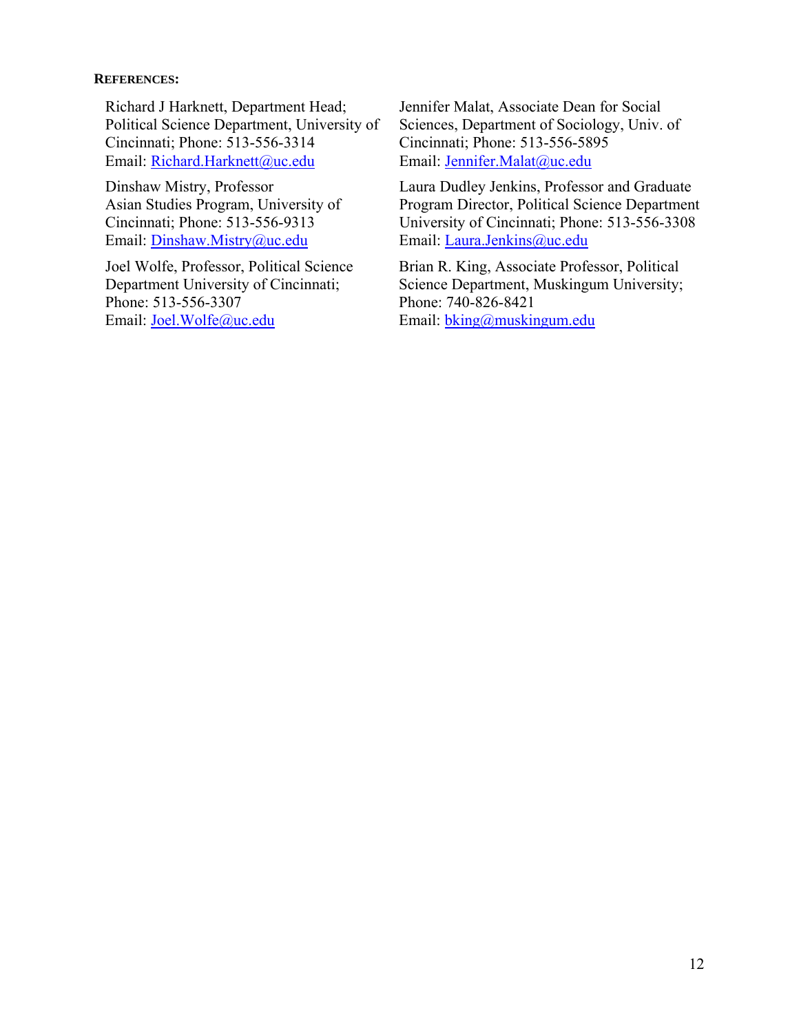**REFERENCES:**

Richard J Harknett, Department Head; Political Science Department, University of Cincinnati; Phone: 513-556-3314
Email: Richard.Harknett@uc.edu

Dinshaw Mistry, Professor
Asian Studies Program, University of Cincinnati; Phone: 513-556-9313
Email: Dinshaw.Mistry@uc.edu

Joel Wolfe, Professor, Political Science Department University of Cincinnati; Phone: 513-556-3307
Email: Joel.Wolfe@uc.edu

Jennifer Malat, Associate Dean for Social Sciences, Department of Sociology, Univ. of Cincinnati; Phone: 513-556-5895
Email: Jennifer.Malat@uc.edu

Laura Dudley Jenkins, Professor and Graduate Program Director, Political Science Department University of Cincinnati; Phone: 513-556-3308
Email: Laura.Jenkins@uc.edu

Brian R. King, Associate Professor, Political Science Department, Muskingum University; Phone: 740-826-8421
Email: bking@muskingum.edu